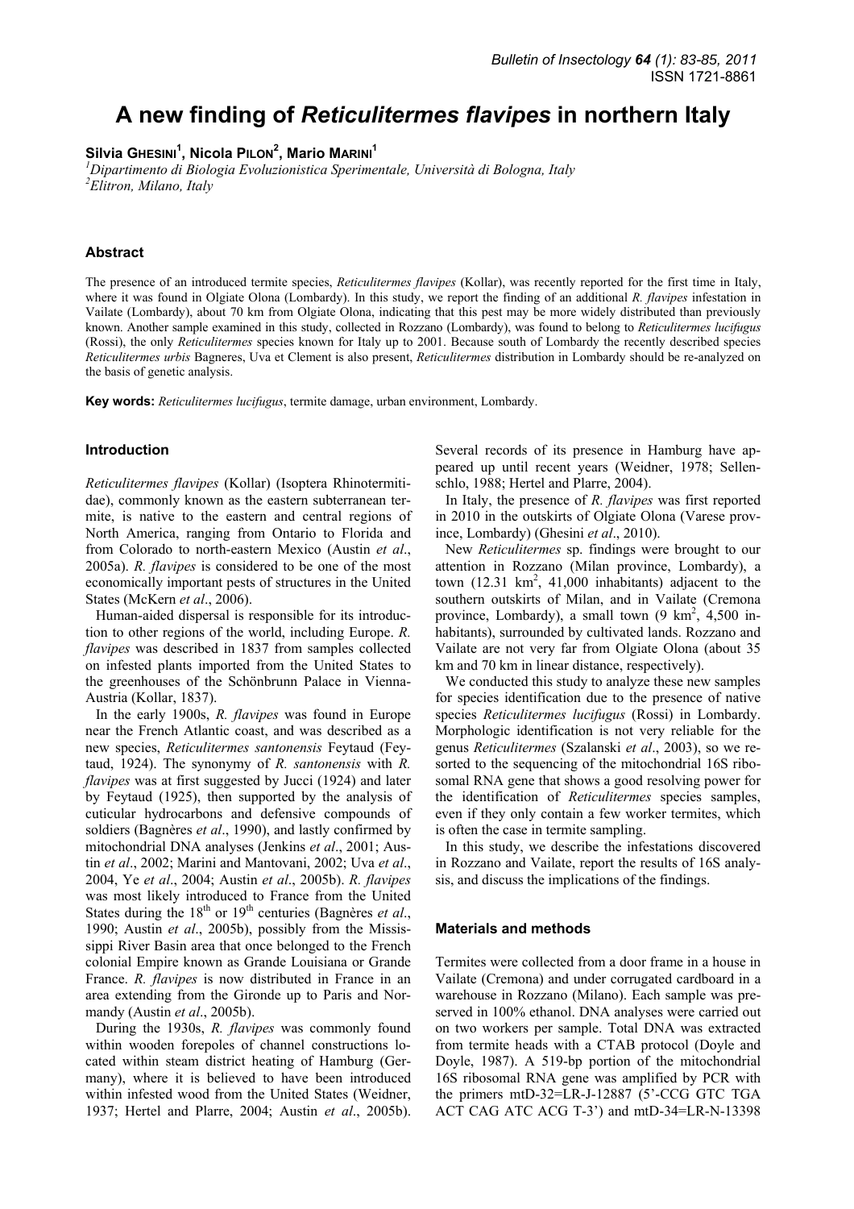# A new finding of *Reticulitermes flavipes* in northern Italy

**Silvia Ghesini[1], Nicola Pilon[2], Mario Marini[1]**

[1]*Dipartimento di Biologia Evoluzionistica Sperimentale, Università di Bologna, Italy*
[2]*Elitron, Milano, Italy*

### Abstract

The presence of an introduced termite species, *Reticulitermes flavipes* (Kollar), was recently reported for the first time in Italy, where it was found in Olgiate Olona (Lombardy). In this study, we report the finding of an additional *R. flavipes* infestation in Vailate (Lombardy), about 70 km from Olgiate Olona, indicating that this pest may be more widely distributed than previously known. Another sample examined in this study, collected in Rozzano (Lombardy), was found to belong to *Reticulitermes lucifugus* (Rossi), the only *Reticulitermes* species known for Italy up to 2001. Because south of Lombardy the recently described species *Reticulitermes urbis* Bagneres, Uva et Clement is also present, *Reticulitermes* distribution in Lombardy should be re-analyzed on the basis of genetic analysis.

**Key words:** *Reticulitermes lucifugus*, termite damage, urban environment, Lombardy.

### Introduction

*Reticulitermes flavipes* (Kollar) (Isoptera Rhinotermitidae), commonly known as the eastern subterranean termite, is native to the eastern and central regions of North America, ranging from Ontario to Florida and from Colorado to north-eastern Mexico (Austin *et al*., 2005a). *R. flavipes* is considered to be one of the most economically important pests of structures in the United States (McKern *et al*., 2006).

Human-aided dispersal is responsible for its introduction to other regions of the world, including Europe. *R. flavipes* was described in 1837 from samples collected on infested plants imported from the United States to the greenhouses of the Schönbrunn Palace in Vienna-Austria (Kollar, 1837).

In the early 1900s, *R. flavipes* was found in Europe near the French Atlantic coast, and was described as a new species, *Reticulitermes santonensis* Feytaud (Feytaud, 1924). The synonymy of *R. santonensis* with *R. flavipes* was at first suggested by Jucci (1924) and later by Feytaud (1925), then supported by the analysis of cuticular hydrocarbons and defensive compounds of soldiers (Bagnères *et al*., 1990), and lastly confirmed by mitochondrial DNA analyses (Jenkins *et al*., 2001; Austin *et al*., 2002; Marini and Mantovani, 2002; Uva *et al*., 2004, Ye *et al*., 2004; Austin *et al*., 2005b). *R. flavipes* was most likely introduced to France from the United States during the 18$^{th}$ or 19$^{th}$ centuries (Bagnères *et al*., 1990; Austin *et al*., 2005b), possibly from the Mississippi River Basin area that once belonged to the French colonial Empire known as Grande Louisiana or Grande France. *R. flavipes* is now distributed in France in an area extending from the Gironde up to Paris and Normandy (Austin *et al*., 2005b).

During the 1930s, *R. flavipes* was commonly found within wooden forepoles of channel constructions located within steam district heating of Hamburg (Germany), where it is believed to have been introduced within infested wood from the United States (Weidner, 1937; Hertel and Plarre, 2004; Austin *et al*., 2005b). Several records of its presence in Hamburg have appeared up until recent years (Weidner, 1978; Sellenschlo, 1988; Hertel and Plarre, 2004).

In Italy, the presence of *R. flavipes* was first reported in 2010 in the outskirts of Olgiate Olona (Varese province, Lombardy) (Ghesini *et al*., 2010).

New *Reticulitermes* sp. findings were brought to our attention in Rozzano (Milan province, Lombardy), a town (12.31 km$^2$, 41,000 inhabitants) adjacent to the southern outskirts of Milan, and in Vailate (Cremona province, Lombardy), a small town (9 km$^2$, 4,500 inhabitants), surrounded by cultivated lands. Rozzano and Vailate are not very far from Olgiate Olona (about 35 km and 70 km in linear distance, respectively).

We conducted this study to analyze these new samples for species identification due to the presence of native species *Reticulitermes lucifugus* (Rossi) in Lombardy. Morphologic identification is not very reliable for the genus *Reticulitermes* (Szalanski *et al*., 2003), so we resorted to the sequencing of the mitochondrial 16S ribosomal RNA gene that shows a good resolving power for the identification of *Reticulitermes* species samples, even if they only contain a few worker termites, which is often the case in termite sampling.

In this study, we describe the infestations discovered in Rozzano and Vailate, report the results of 16S analysis, and discuss the implications of the findings.

### Materials and methods

Termites were collected from a door frame in a house in Vailate (Cremona) and under corrugated cardboard in a warehouse in Rozzano (Milano). Each sample was preserved in 100% ethanol. DNA analyses were carried out on two workers per sample. Total DNA was extracted from termite heads with a CTAB protocol (Doyle and Doyle, 1987). A 519-bp portion of the mitochondrial 16S ribosomal RNA gene was amplified by PCR with the primers mtD-32=LR-J-12887 (5'-CCG GTC TGA ACT CAG ATC ACG T-3') and mtD-34=LR-N-13398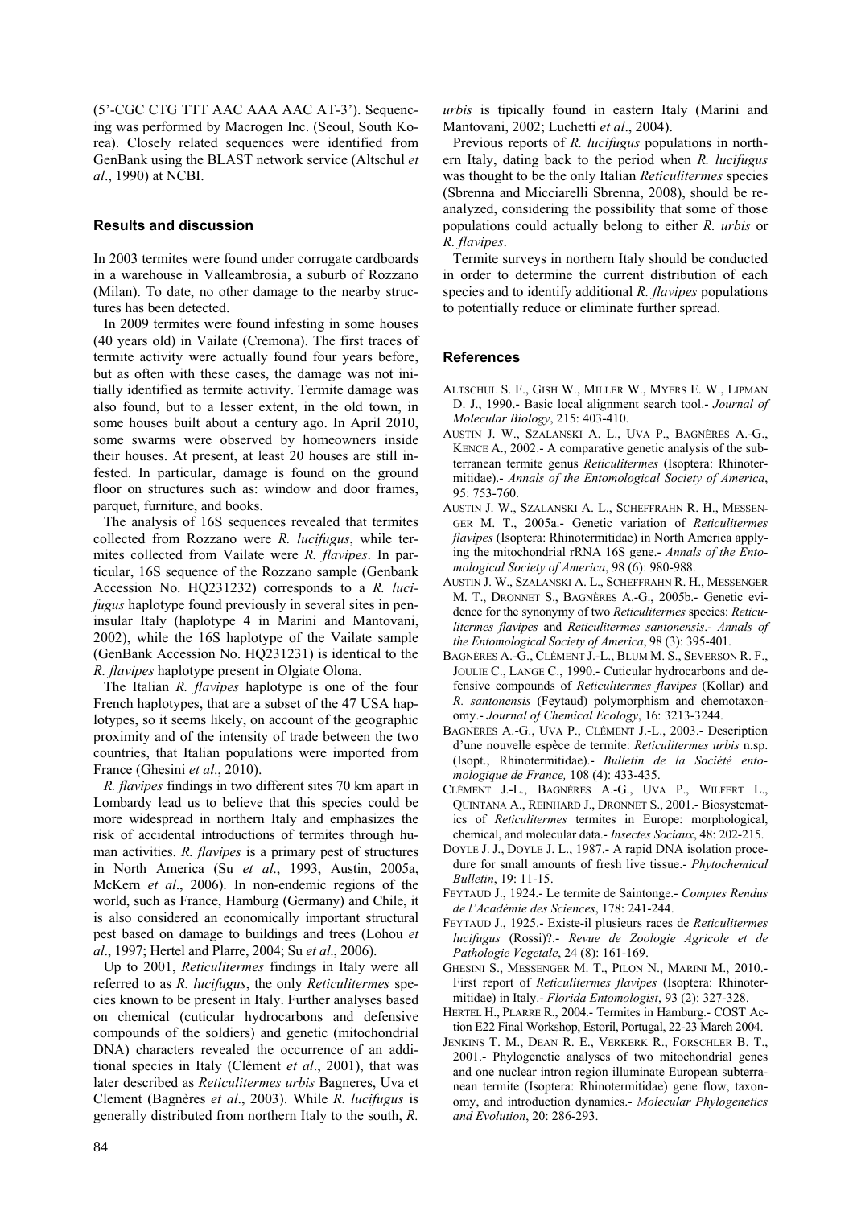(5'-CGC CTG TTT AAC AAA AAC AT-3'). Sequencing was performed by Macrogen Inc. (Seoul, South Korea). Closely related sequences were identified from GenBank using the BLAST network service (Altschul *et al*., 1990) at NCBI.

## Results and discussion

In 2003 termites were found under corrugate cardboards in a warehouse in Valleambrosia, a suburb of Rozzano (Milan). To date, no other damage to the nearby structures has been detected.

In 2009 termites were found infesting in some houses (40 years old) in Vailate (Cremona). The first traces of termite activity were actually found four years before, but as often with these cases, the damage was not initially identified as termite activity. Termite damage was also found, but to a lesser extent, in the old town, in some houses built about a century ago. In April 2010, some swarms were observed by homeowners inside their houses. At present, at least 20 houses are still infested. In particular, damage is found on the ground floor on structures such as: window and door frames, parquet, furniture, and books.

The analysis of 16S sequences revealed that termites collected from Rozzano were *R. lucifugus*, while termites collected from Vailate were *R. flavipes*. In particular, 16S sequence of the Rozzano sample (Genbank Accession No. HQ231232) corresponds to a *R. lucifugus* haplotype found previously in several sites in peninsular Italy (haplotype 4 in Marini and Mantovani, 2002), while the 16S haplotype of the Vailate sample (GenBank Accession No. HQ231231) is identical to the *R. flavipes* haplotype present in Olgiate Olona.

The Italian *R. flavipes* haplotype is one of the four French haplotypes, that are a subset of the 47 USA haplotypes, so it seems likely, on account of the geographic proximity and of the intensity of trade between the two countries, that Italian populations were imported from France (Ghesini *et al*., 2010).

*R. flavipes* findings in two different sites 70 km apart in Lombardy lead us to believe that this species could be more widespread in northern Italy and emphasizes the risk of accidental introductions of termites through human activities. *R. flavipes* is a primary pest of structures in North America (Su *et al*., 1993, Austin, 2005a, McKern *et al*., 2006). In non-endemic regions of the world, such as France, Hamburg (Germany) and Chile, it is also considered an economically important structural pest based on damage to buildings and trees (Lohou *et al*., 1997; Hertel and Plarre, 2004; Su *et al*., 2006).

Up to 2001, *Reticulitermes* findings in Italy were all referred to as *R. lucifugus*, the only *Reticulitermes* species known to be present in Italy. Further analyses based on chemical (cuticular hydrocarbons and defensive compounds of the soldiers) and genetic (mitochondrial DNA) characters revealed the occurrence of an additional species in Italy (Clément *et al*., 2001), that was later described as *Reticulitermes urbis* Bagneres, Uva et Clement (Bagnères *et al*., 2003). While *R. lucifugus* is generally distributed from northern Italy to the south, *R. urbis* is tipically found in eastern Italy (Marini and Mantovani, 2002; Luchetti *et al*., 2004).

Previous reports of *R. lucifugus* populations in northern Italy, dating back to the period when *R. lucifugus* was thought to be the only Italian *Reticulitermes* species (Sbrenna and Micciarelli Sbrenna, 2008), should be reanalyzed, considering the possibility that some of those populations could actually belong to either *R. urbis* or *R. flavipes*.

Termite surveys in northern Italy should be conducted in order to determine the current distribution of each species and to identify additional *R. flavipes* populations to potentially reduce or eliminate further spread.

## References

ALTSCHUL S. F., GISH W., MILLER W., MYERS E. W., LIPMAN D. J., 1990.- Basic local alignment search tool.- *Journal of Molecular Biology*, 215: 403-410.

AUSTIN J. W., SZALANSKI A. L., UVA P., BAGNÈRES A.-G., KENCE A., 2002.- A comparative genetic analysis of the subterranean termite genus *Reticulitermes* (Isoptera: Rhinotermitidae).- *Annals of the Entomological Society of America*, 95: 753-760.

AUSTIN J. W., SZALANSKI A. L., SCHEFFRAHN R. H., MESSENGER M. T., 2005a.- Genetic variation of *Reticulitermes flavipes* (Isoptera: Rhinotermitidae) in North America applying the mitochondrial rRNA 16S gene.- *Annals of the Entomological Society of America*, 98 (6): 980-988.

AUSTIN J. W., SZALANSKI A. L., SCHEFFRAHN R. H., MESSENGER M. T., DRONNET S., BAGNÈRES A.-G., 2005b.- Genetic evidence for the synonymy of two *Reticulitermes* species: *Reticulitermes flavipes* and *Reticulitermes santonensis*.- *Annals of the Entomological Society of America*, 98 (3): 395-401.

BAGNÈRES A.-G., CLÉMENT J.-L., BLUM M. S., SEVERSON R. F., JOULIE C., LANGE C., 1990.- Cuticular hydrocarbons and defensive compounds of *Reticulitermes flavipes* (Kollar) and *R. santonensis* (Feytaud) polymorphism and chemotaxonomy.- *Journal of Chemical Ecology*, 16: 3213-3244.

BAGNÈRES A.-G., UVA P., CLÉMENT J.-L., 2003.- Description d'une nouvelle espèce de termite: *Reticulitermes urbis* n.sp. (Isopt., Rhinotermitidae).- *Bulletin de la Société entomologique de France,* 108 (4): 433-435.

CLÉMENT J.-L., BAGNÈRES A.-G., UVA P., WILFERT L., QUINTANA A., REINHARD J., DRONNET S., 2001.- Biosystematics of *Reticulitermes* termites in Europe: morphological, chemical, and molecular data.- *Insectes Sociaux*, 48: 202-215.

DOYLE J. J., DOYLE J. L., 1987.- A rapid DNA isolation procedure for small amounts of fresh live tissue.- *Phytochemical Bulletin*, 19: 11-15.

FEYTAUD J., 1924.- Le termite de Saintonge.- *Comptes Rendus de l'Académie des Sciences*, 178: 241-244.

FEYTAUD J., 1925.- Existe-il plusieurs races de *Reticulitermes lucifugus* (Rossi)?.- *Revue de Zoologie Agricole et de Pathologie Vegetale*, 24 (8): 161-169.

GHESINI S., MESSENGER M. T., PILON N., MARINI M., 2010.- First report of *Reticulitermes flavipes* (Isoptera: Rhinotermitidae) in Italy.- *Florida Entomologist*, 93 (2): 327-328.

HERTEL H., PLARRE R., 2004.- Termites in Hamburg.- COST Action E22 Final Workshop, Estoril, Portugal, 22-23 March 2004.

JENKINS T. M., DEAN R. E., VERKERK R., FORSCHLER B. T., 2001.- Phylogenetic analyses of two mitochondrial genes and one nuclear intron region illuminate European subterranean termite (Isoptera: Rhinotermitidae) gene flow, taxonomy, and introduction dynamics.- *Molecular Phylogenetics and Evolution*, 20: 286-293.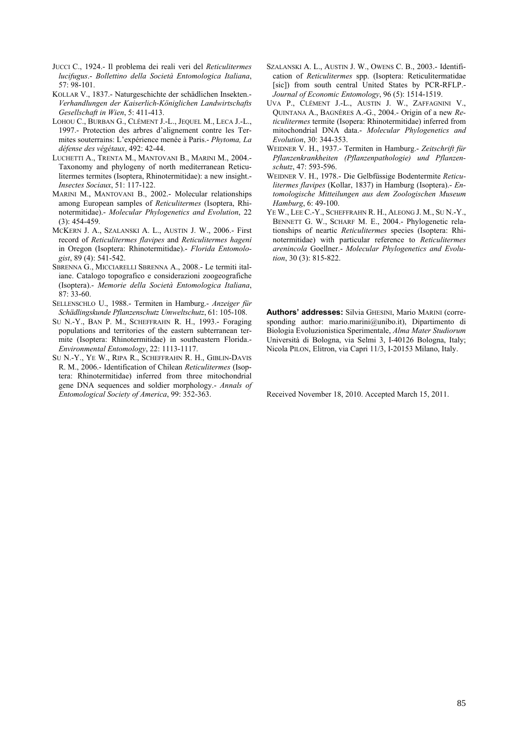JUCCI C., 1924.- Il problema dei reali veri del *Reticulitermes lucifugus*.- *Bollettino della Società Entomologica Italiana*, 57: 98-101.

KOLLAR V., 1837.- Naturgeschichte der schädlichen Insekten.- *Verhandlungen der Kaiserlich-Königlichen Landwirtschafts Gesellschaft in Wien*, 5: 411-413.

LOHOU C., BURBAN G., CLÉMENT J.-L., JEQUEL M., LECA J.-L., 1997.- Protection des arbres d'alignement contre les Termites souterrains: L'expérience menée à Paris.- *Phytoma, La défense des végétaux*, 492: 42-44.

LUCHETTI A., TRENTA M., MANTOVANI B., MARINI M., 2004.- Taxonomy and phylogeny of north mediterranean Reticulitermes termites (Isoptera, Rhinotermitidae): a new insight.- *Insectes Sociaux*, 51: 117-122.

MARINI M., MANTOVANI B., 2002.- Molecular relationships among European samples of *Reticulitermes* (Isoptera, Rhinotermitidae).- *Molecular Phylogenetics and Evolution*, 22 (3): 454-459.

MCKERN J. A., SZALANSKI A. L., AUSTIN J. W., 2006.- First record of *Reticulitermes flavipes* and *Reticulitermes hageni* in Oregon (Isoptera: Rhinotermitidae).- *Florida Entomologist*, 89 (4): 541-542.

SBRENNA G., MICCIARELLI SBRENNA A., 2008.- Le termiti italiane. Catalogo topografico e considerazioni zoogeografiche (Isoptera).- *Memorie della Società Entomologica Italiana*, 87: 33-60.

SELLENSCHLO U., 1988.- Termiten in Hamburg.- *Anzeiger für Schädlingskunde Pflanzenschutz Umweltschutz*, 61: 105-108.

SU N.-Y., BAN P. M., SCHEFFRAHN R. H., 1993.- Foraging populations and territories of the eastern subterranean termite (Isoptera: Rhinotermitidae) in southeastern Florida.- *Environmental Entomology*, 22: 1113-1117.

SU N.-Y., YE W., RIPA R., SCHEFFRAHN R. H., GIBLIN-DAVIS R. M., 2006.- Identification of Chilean *Reticulitermes* (Isoptera: Rhinotermitidae) inferred from three mitochondrial gene DNA sequences and soldier morphology.- *Annals of Entomological Society of America*, 99: 352-363.

SZALANSKI A. L., AUSTIN J. W., OWENS C. B., 2003.- Identification of *Reticulitermes* spp. (Isoptera: Reticulitermatidae [sic]) from south central United States by PCR-RFLP.- *Journal of Economic Entomology*, 96 (5): 1514-1519.

UVA P., CLÉMENT J.-L., AUSTIN J. W., ZAFFAGNINI V., QUINTANA A., BAGNÈRES A.-G., 2004.- Origin of a new *Reticulitermes* termite (Isopera: Rhinotermitidae) inferred from mitochondrial DNA data.- *Molecular Phylogenetics and Evolution*, 30: 344-353.

WEIDNER V. H., 1937.- Termiten in Hamburg.- *Zeitschrift für Pflanzenkrankheiten (Pflanzenpathologie) und Pflanzenschutz*, 47: 593-596.

WEIDNER V. H., 1978.- Die Gelbfüssige Bodentermite *Reticulitermes flavipes* (Kollar, 1837) in Hamburg (Isoptera).- *Entomologische Mitteilungen aus dem Zoologischen Museum Hamburg*, 6: 49-100.

YE W., LEE C.-Y., SCHEFFRAHN R. H., ALEONG J. M., SU N.-Y., BENNETT G. W., SCHARF M. E., 2004.- Phylogenetic relationships of neartic *Reticulitermes* species (Isoptera: Rhinotermitidae) with particular reference to *Reticulitermes arenincola* Goellner.- *Molecular Phylogenetics and Evolution*, 30 (3): 815-822.

**Authors' addresses:** Silvia GHESINI, Mario MARINI (corresponding author: mario.marini@unibo.it), Dipartimento di Biologia Evoluzionistica Sperimentale, *Alma Mater Studiorum* Università di Bologna, via Selmi 3, I-40126 Bologna, Italy; Nicola PILON, Elitron, via Capri 11/3, I-20153 Milano, Italy.

Received November 18, 2010. Accepted March 15, 2011.